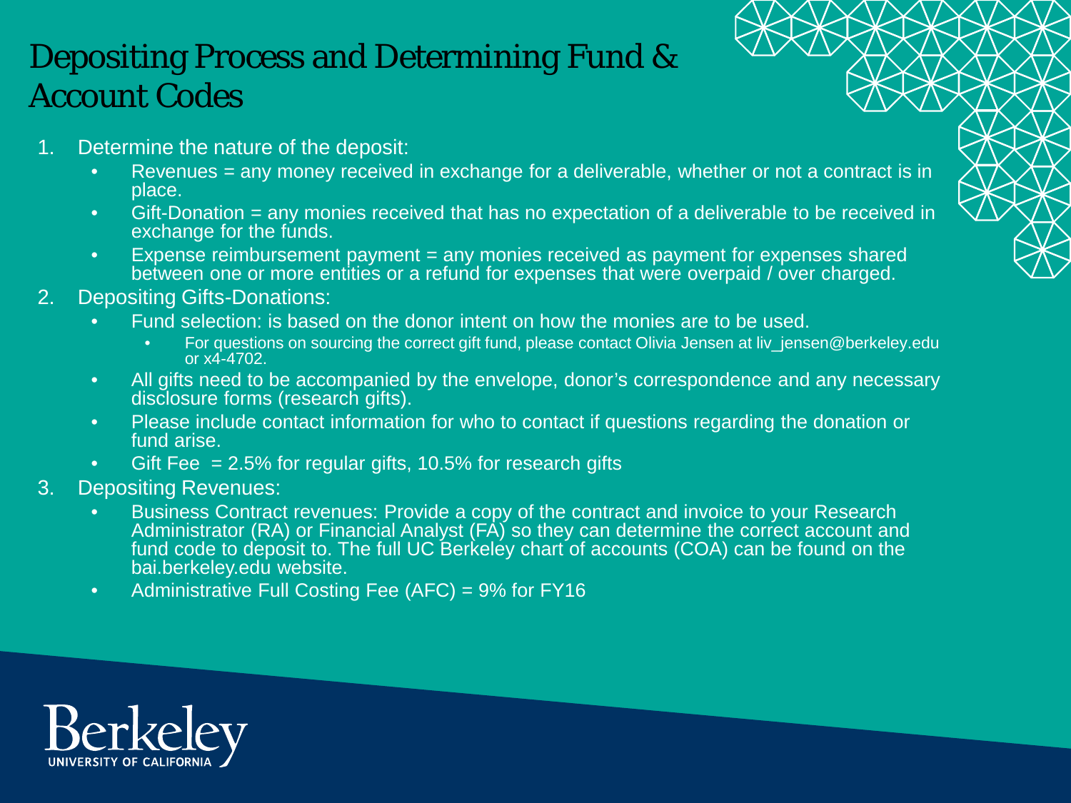# Depositing Process and Determining Fund & Account Codes

1. Determine the nature of the deposit:
   - Revenues = any money received in exchange for a deliverable, whether or not a contract is in place.
   - Gift-Donation = any monies received that has no expectation of a deliverable to be received in exchange for the funds.
   - Expense reimbursement payment = any monies received as payment for expenses shared between one or more entities or a refund for expenses that were overpaid / over charged.
2. Depositing Gifts-Donations:
   - Fund selection: is based on the donor intent on how the monies are to be used.
     - For questions on sourcing the correct gift fund, please contact Olivia Jensen at liv_jensen@berkeley.edu or x4-4702.
   - All gifts need to be accompanied by the envelope, donor's correspondence and any necessary disclosure forms (research gifts).
   - Please include contact information for who to contact if questions regarding the donation or fund arise.
   - Gift Fee = 2.5% for regular gifts, 10.5% for research gifts
3. Depositing Revenues:
   - Business Contract revenues: Provide a copy of the contract and invoice to your Research Administrator (RA) or Financial Analyst (FA) so they can determine the correct account and fund code to deposit to. The full UC Berkeley chart of accounts (COA) can be found on the bai.berkeley.edu website.
   - Administrative Full Costing Fee (AFC) = 9% for FY16

Berkeley
UNIVERSITY OF CALIFORNIA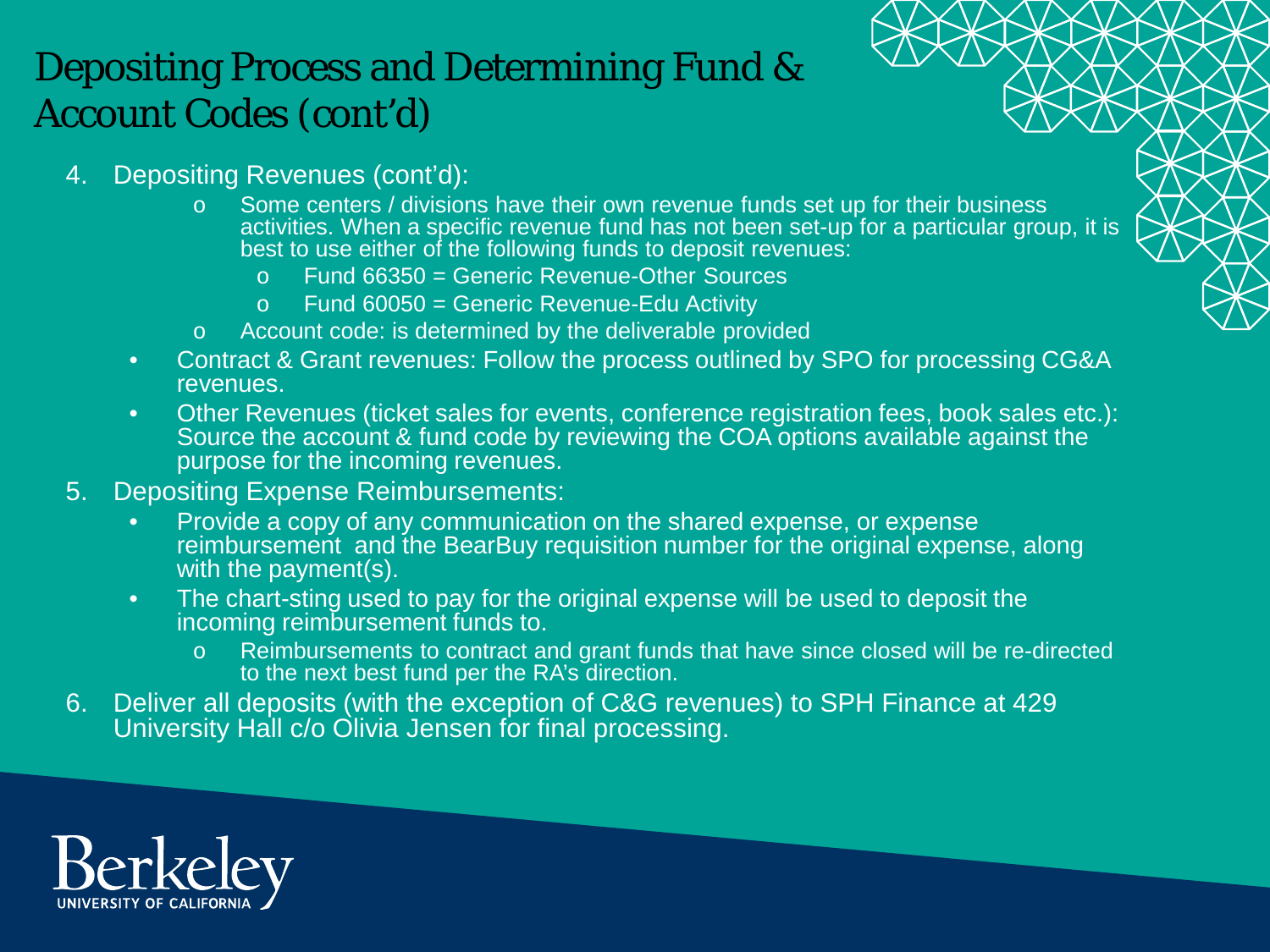# Depositing Process and Determining Fund & Account Codes (cont'd)

4. Depositing Revenues (cont'd):
   - Some centers / divisions have their own revenue funds set up for their business activities. When a specific revenue fund has not been set-up for a particular group, it is best to use either of the following funds to deposit revenues:
     - Fund 66350 = Generic Revenue-Other Sources
     - Fund 60050 = Generic Revenue-Edu Activity
   - Account code: is determined by the deliverable provided
   - Contract & Grant revenues: Follow the process outlined by SPO for processing CG&A revenues.
   - Other Revenues (ticket sales for events, conference registration fees, book sales etc.): Source the account & fund code by reviewing the COA options available against the purpose for the incoming revenues.
5. Depositing Expense Reimbursements:
   - Provide a copy of any communication on the shared expense, or expense reimbursement and the BearBuy requisition number for the original expense, along with the payment(s).
   - The chart-sting used to pay for the original expense will be used to deposit the incoming reimbursement funds to.
     - Reimbursements to contract and grant funds that have since closed will be re-directed to the next best fund per the RA's direction.
6. Deliver all deposits (with the exception of C&G revenues) to SPH Finance at 429 University Hall c/o Olivia Jensen for final processing.